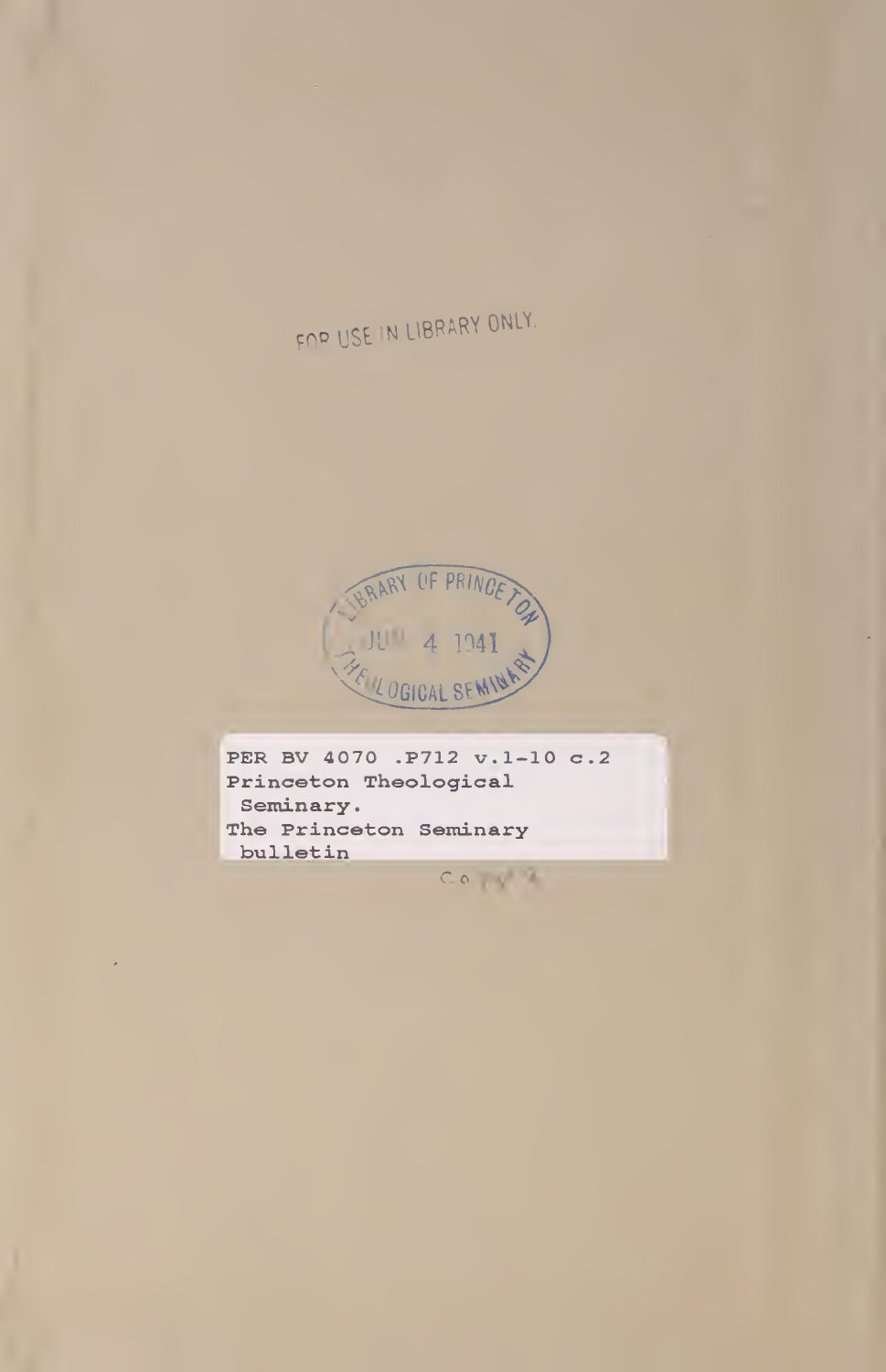FOR USE IN LIBRARY ONLY.

LIBRARY OF PRINCETON
JUN 4 1941
THEOLOGICAL SEMINARY

PER BV 4070 .P712 v.1-10 c.2
Princeton Theological
Seminary.
The Princeton Seminary
bulletin

Copy 2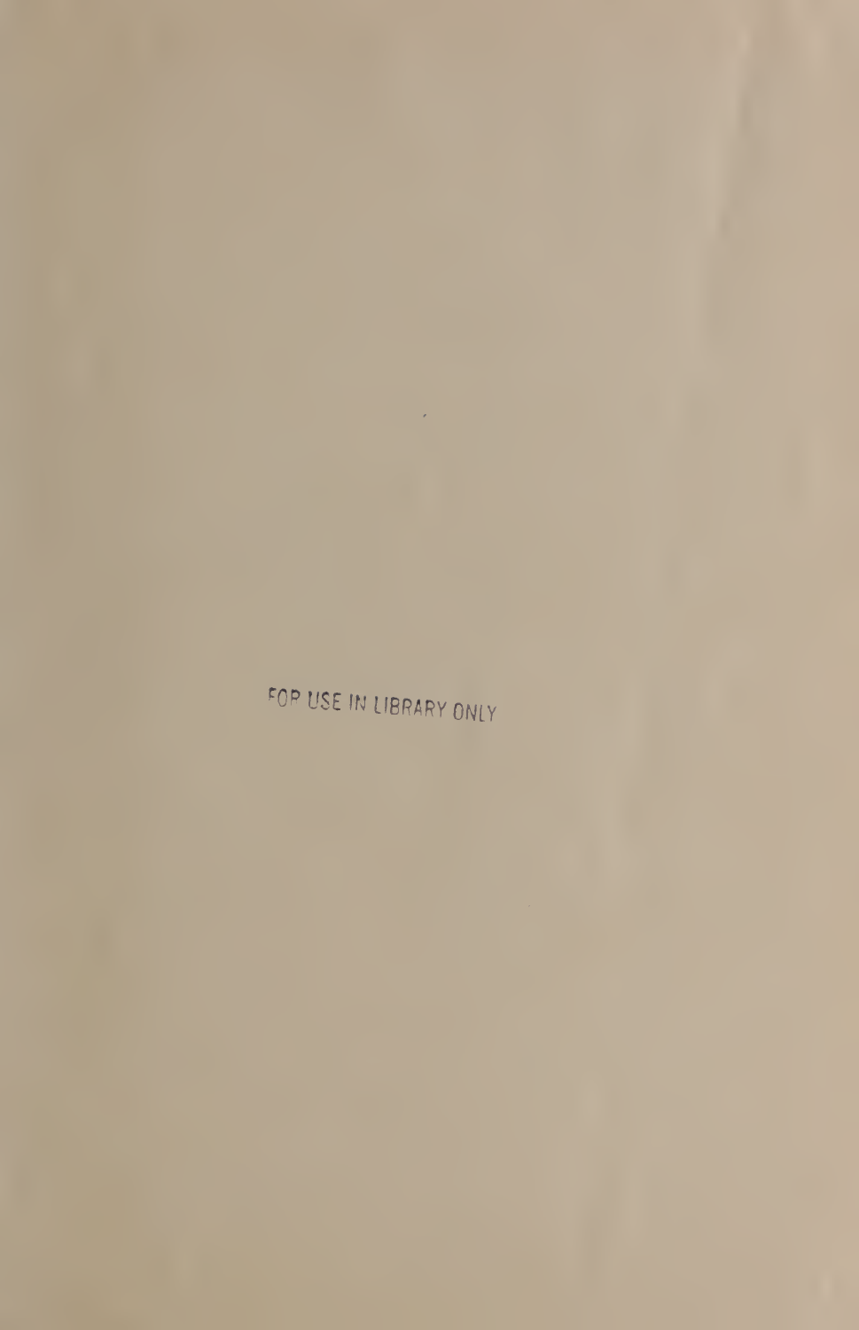FOR USE IN LIBRARY ONLY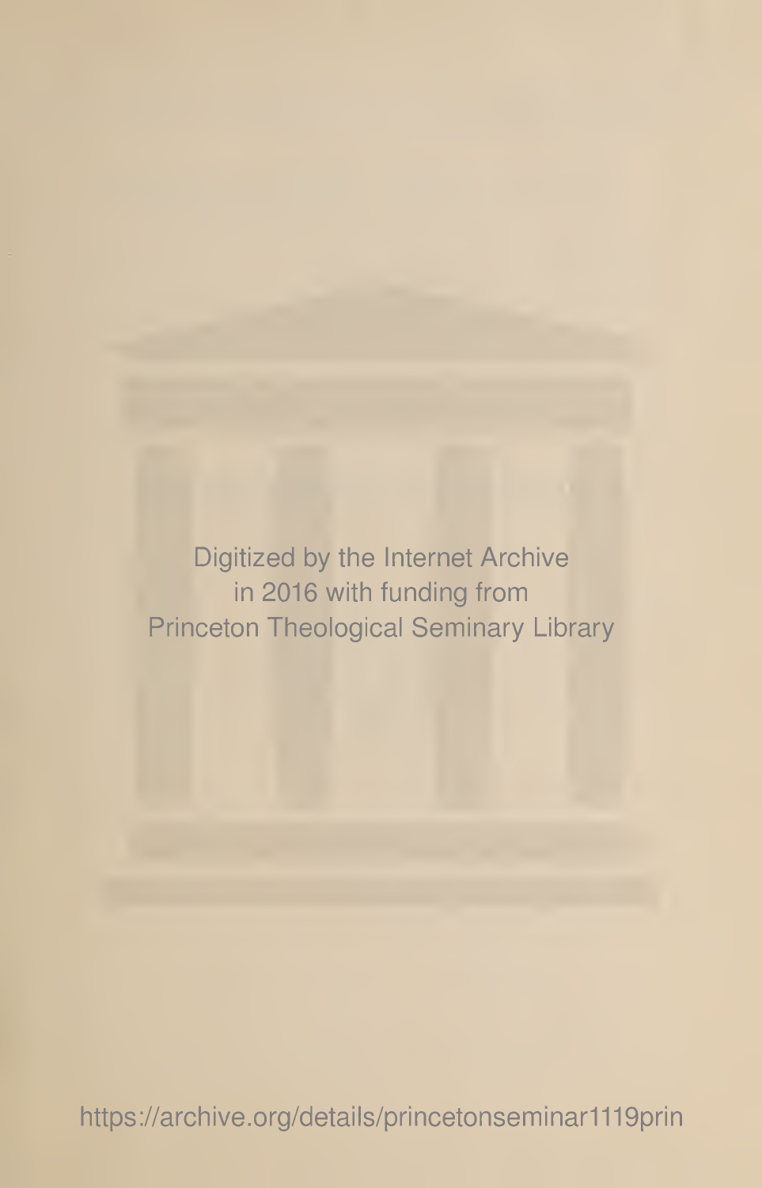Digitized by the Internet Archive
in 2016 with funding from
Princeton Theological Seminary Library

https://archive.org/details/princetonseminar1119prin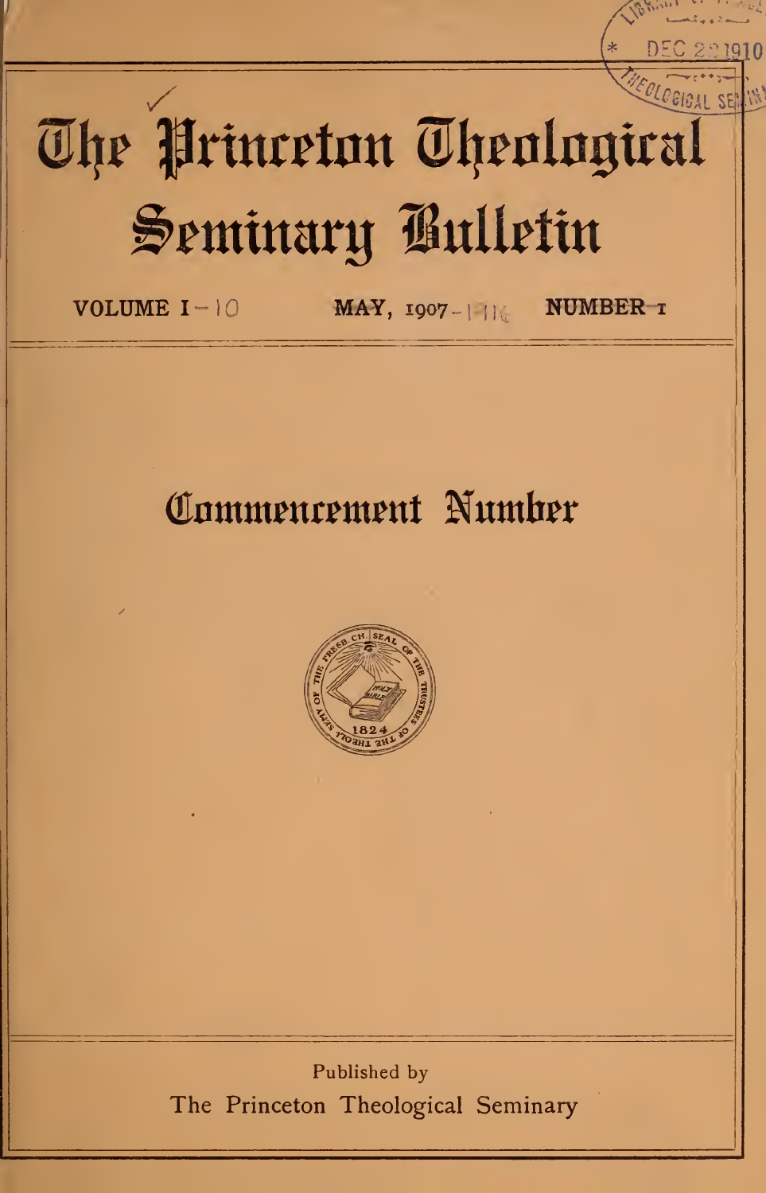# The Princeton Theological Seminary Bulletin

VOLUME I — 10 MAY, 1907 — 1916 NUMBER 1

## Commencement Number

Published by

The Princeton Theological Seminary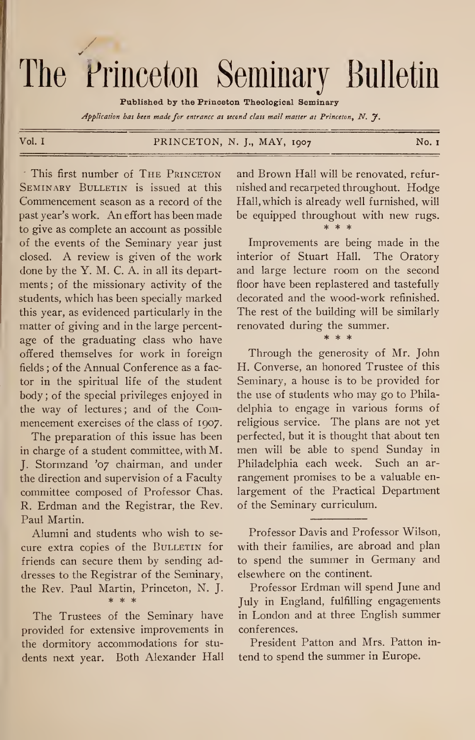# The Princeton Seminary Bulletin

**Published by the Princeton Theological Seminary**

*Application has been made for entrance as second class mail matter at Princeton, N. J.*

Vol. I — PRINCETON, N. J., MAY, 1907 — No. 1

This first number of The Princeton Seminary Bulletin is issued at this Commencement season as a record of the past year's work. An effort has been made to give as complete an account as possible of the events of the Seminary year just closed. A review is given of the work done by the Y. M. C. A. in all its departments; of the missionary activity of the students, which has been specially marked this year, as evidenced particularly in the matter of giving and in the large percentage of the graduating class who have offered themselves for work in foreign fields; of the Annual Conference as a factor in the spiritual life of the student body; of the special privileges enjoyed in the way of lectures; and of the Commencement exercises of the class of 1907.

The preparation of this issue has been in charge of a student committee, with M. J. Stormzand '07 chairman, and under the direction and supervision of a Faculty committee composed of Professor Chas. R. Erdman and the Registrar, the Rev. Paul Martin.

Alumni and students who wish to secure extra copies of the Bulletin for friends can secure them by sending addresses to the Registrar of the Seminary, the Rev. Paul Martin, Princeton, N. J.

\* \* \*

The Trustees of the Seminary have provided for extensive improvements in the dormitory accommodations for students next year. Both Alexander Hall and Brown Hall will be renovated, refurnished and recarpeted throughout. Hodge Hall, which is already well furnished, will be equipped throughout with new rugs.

\* \* \*

Improvements are being made in the interior of Stuart Hall. The Oratory and large lecture room on the second floor have been replastered and tastefully decorated and the wood-work refinished. The rest of the building will be similarly renovated during the summer.

\* \* \*

Through the generosity of Mr. John H. Converse, an honored Trustee of this Seminary, a house is to be provided for the use of students who may go to Philadelphia to engage in various forms of religious service. The plans are not yet perfected, but it is thought that about ten men will be able to spend Sunday in Philadelphia each week. Such an arrangement promises to be a valuable enlargement of the Practical Department of the Seminary curriculum.

---

Professor Davis and Professor Wilson, with their families, are abroad and plan to spend the summer in Germany and elsewhere on the continent.

Professor Erdman will spend June and July in England, fulfilling engagements in London and at three English summer conferences.

President Patton and Mrs. Patton intend to spend the summer in Europe.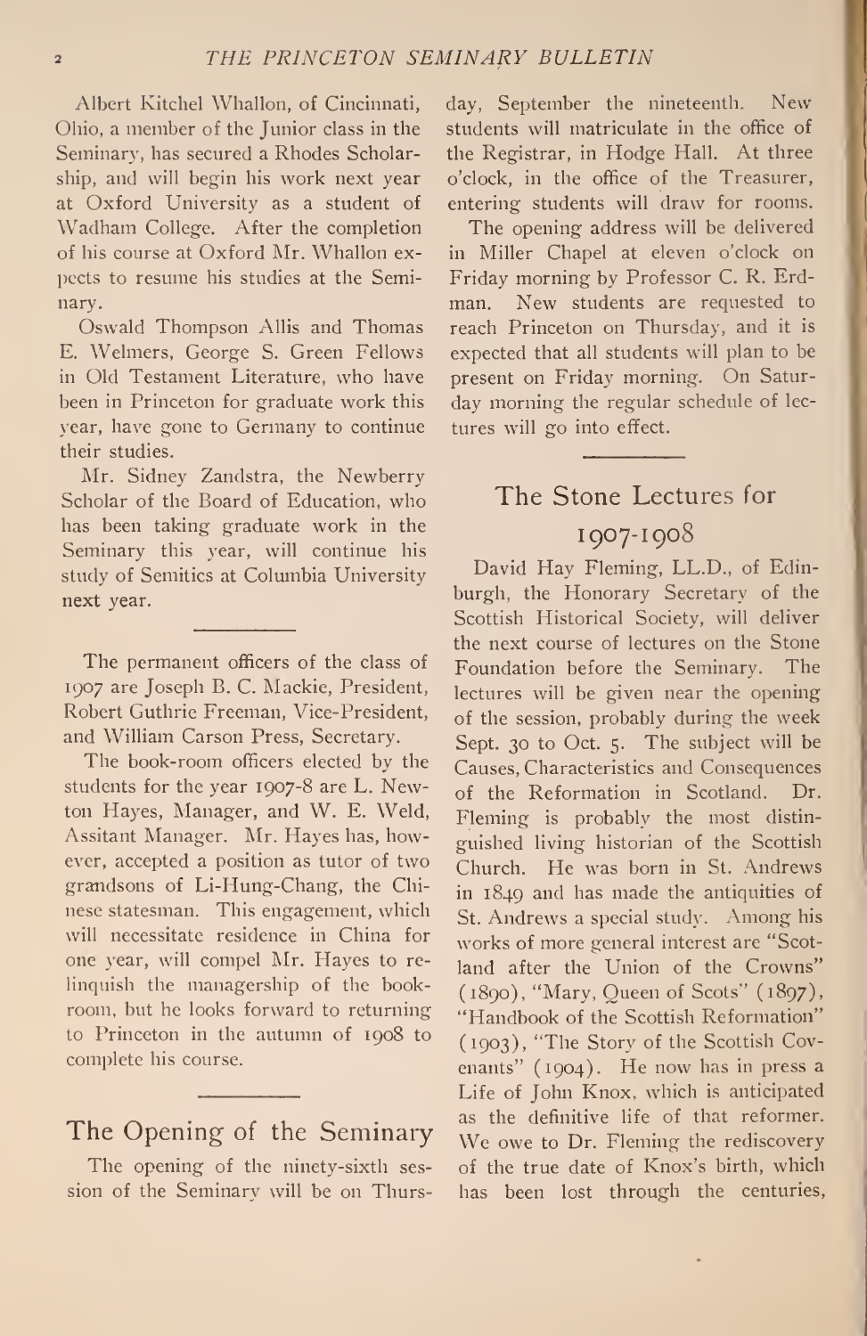Albert Kitchel Whallon, of Cincinnati, Ohio, a member of the Junior class in the Seminary, has secured a Rhodes Scholarship, and will begin his work next year at Oxford University as a student of Wadham College. After the completion of his course at Oxford Mr. Whallon expects to resume his studies at the Seminary.

Oswald Thompson Allis and Thomas E. Welmers, George S. Green Fellows in Old Testament Literature, who have been in Princeton for graduate work this year, have gone to Germany to continue their studies.

Mr. Sidney Zandstra, the Newberry Scholar of the Board of Education, who has been taking graduate work in the Seminary this year, will continue his study of Semitics at Columbia University next year.

The permanent officers of the class of 1907 are Joseph B. C. Mackie, President, Robert Guthrie Freeman, Vice-President, and William Carson Press, Secretary.

The book-room officers elected by the students for the year 1907-8 are L. Newton Hayes, Manager, and W. E. Weld, Assitant Manager. Mr. Hayes has, however, accepted a position as tutor of two grandsons of Li-Hung-Chang, the Chinese statesman. This engagement, which will necessitate residence in China for one year, will compel Mr. Hayes to relinquish the managership of the book-room, but he looks forward to returning to Princeton in the autumn of 1908 to complete his course.

## The Opening of the Seminary

The opening of the ninety-sixth session of the Seminary will be on Thursday, September the nineteenth. New students will matriculate in the office of the Registrar, in Hodge Hall. At three o'clock, in the office of the Treasurer, entering students will draw for rooms.

The opening address will be delivered in Miller Chapel at eleven o'clock on Friday morning by Professor C. R. Erdman. New students are requested to reach Princeton on Thursday, and it is expected that all students will plan to be present on Friday morning. On Saturday morning the regular schedule of lectures will go into effect.

## The Stone Lectures for 1907-1908

David Hay Fleming, LL.D., of Edinburgh, the Honorary Secretary of the Scottish Historical Society, will deliver the next course of lectures on the Stone Foundation before the Seminary. The lectures will be given near the opening of the session, probably during the week Sept. 30 to Oct. 5. The subject will be Causes, Characteristics and Consequences of the Reformation in Scotland. Dr. Fleming is probably the most distinguished living historian of the Scottish Church. He was born in St. Andrews in 1849 and has made the antiquities of St. Andrews a special study. Among his works of more general interest are "Scotland after the Union of the Crowns" (1890), "Mary, Queen of Scots" (1897), "Handbook of the Scottish Reformation" (1903), "The Story of the Scottish Covenants" (1904). He now has in press a Life of John Knox, which is anticipated as the definitive life of that reformer. We owe to Dr. Fleming the rediscovery of the true date of Knox's birth, which has been lost through the centuries,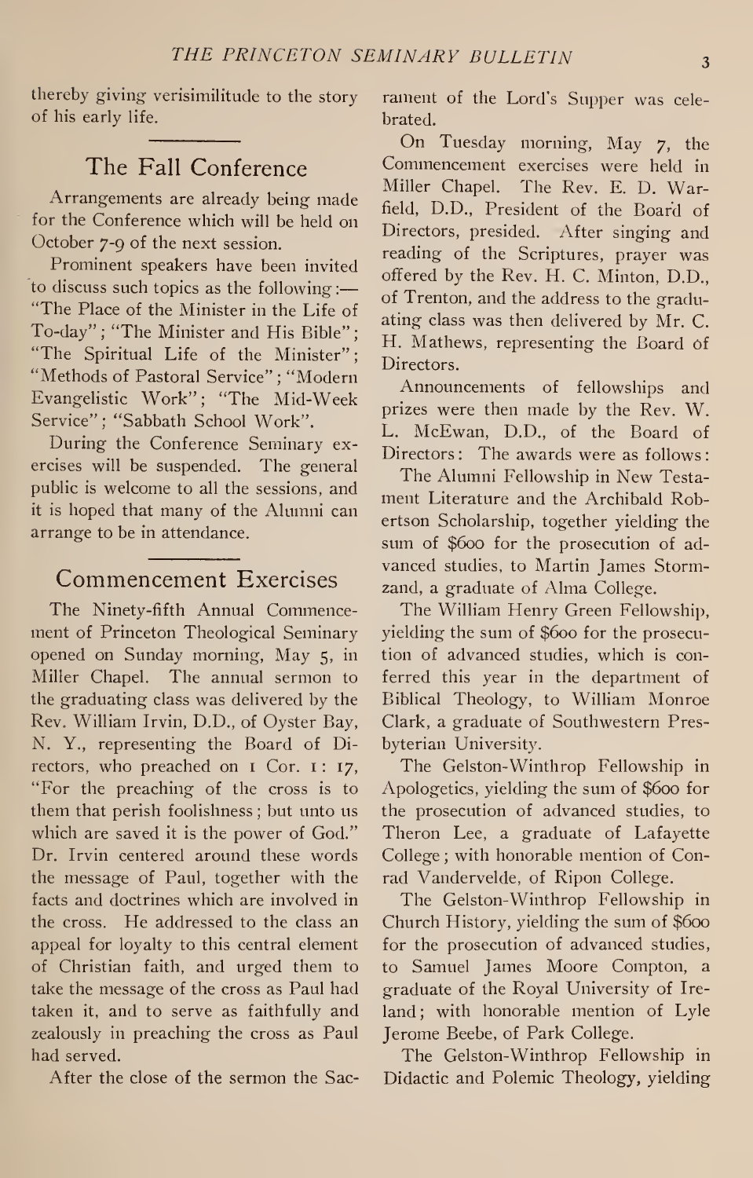thereby giving verisimilitude to the story of his early life.

## The Fall Conference

Arrangements are already being made for the Conference which will be held on October 7-9 of the next session.

Prominent speakers have been invited to discuss such topics as the following:— "The Place of the Minister in the Life of To-day"; "The Minister and His Bible"; "The Spiritual Life of the Minister"; "Methods of Pastoral Service"; "Modern Evangelistic Work"; "The Mid-Week Service"; "Sabbath School Work".

During the Conference Seminary exercises will be suspended. The general public is welcome to all the sessions, and it is hoped that many of the Alumni can arrange to be in attendance.

## Commencement Exercises

The Ninety-fifth Annual Commencement of Princeton Theological Seminary opened on Sunday morning, May 5, in Miller Chapel. The annual sermon to the graduating class was delivered by the Rev. William Irvin, D.D., of Oyster Bay, N. Y., representing the Board of Directors, who preached on 1 Cor. 1: 17, "For the preaching of the cross is to them that perish foolishness; but unto us which are saved it is the power of God." Dr. Irvin centered around these words the message of Paul, together with the facts and doctrines which are involved in the cross. He addressed to the class an appeal for loyalty to this central element of Christian faith, and urged them to take the message of the cross as Paul had taken it, and to serve as faithfully and zealously in preaching the cross as Paul had served.

After the close of the sermon the Sacrament of the Lord's Supper was celebrated.

On Tuesday morning, May 7, the Commencement exercises were held in Miller Chapel. The Rev. E. D. Warfield, D.D., President of the Board of Directors, presided. After singing and reading of the Scriptures, prayer was offered by the Rev. H. C. Minton, D.D., of Trenton, and the address to the graduating class was then delivered by Mr. C. H. Mathews, representing the Board of Directors.

Announcements of fellowships and prizes were then made by the Rev. W. L. McEwan, D.D., of the Board of Directors: The awards were as follows:

The Alumni Fellowship in New Testament Literature and the Archibald Robertson Scholarship, together yielding the sum of $600 for the prosecution of advanced studies, to Martin James Stormzand, a graduate of Alma College.

The William Henry Green Fellowship, yielding the sum of $600 for the prosecution of advanced studies, which is conferred this year in the department of Biblical Theology, to William Monroe Clark, a graduate of Southwestern Presbyterian University.

The Gelston-Winthrop Fellowship in Apologetics, yielding the sum of $600 for the prosecution of advanced studies, to Theron Lee, a graduate of Lafayette College; with honorable mention of Conrad Vandervelde, of Ripon College.

The Gelston-Winthrop Fellowship in Church History, yielding the sum of $600 for the prosecution of advanced studies, to Samuel James Moore Compton, a graduate of the Royal University of Ireland; with honorable mention of Lyle Jerome Beebe, of Park College.

The Gelston-Winthrop Fellowship in Didactic and Polemic Theology, yielding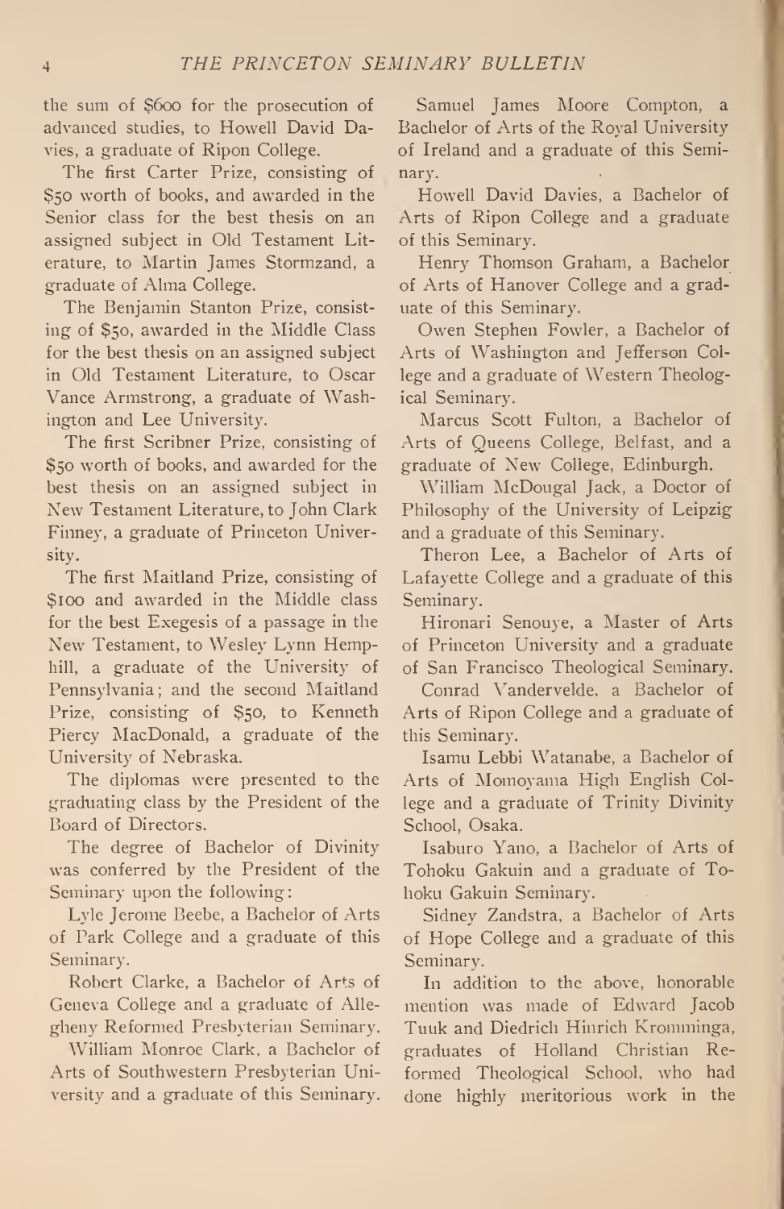the sum of $600 for the prosecution of advanced studies, to Howell David Davies, a graduate of Ripon College.

The first Carter Prize, consisting of $50 worth of books, and awarded in the Senior class for the best thesis on an assigned subject in Old Testament Literature, to Martin James Stormzand, a graduate of Alma College.

The Benjamin Stanton Prize, consisting of $50, awarded in the Middle Class for the best thesis on an assigned subject in Old Testament Literature, to Oscar Vance Armstrong, a graduate of Washington and Lee University.

The first Scribner Prize, consisting of $50 worth of books, and awarded for the best thesis on an assigned subject in New Testament Literature, to John Clark Finney, a graduate of Princeton University.

The first Maitland Prize, consisting of $100 and awarded in the Middle class for the best Exegesis of a passage in the New Testament, to Wesley Lynn Hemphill, a graduate of the University of Pennsylvania; and the second Maitland Prize, consisting of $50, to Kenneth Piercy MacDonald, a graduate of the University of Nebraska.

The diplomas were presented to the graduating class by the President of the Board of Directors.

The degree of Bachelor of Divinity was conferred by the President of the Seminary upon the following:

Lyle Jerome Beebe, a Bachelor of Arts of Park College and a graduate of this Seminary.

Robert Clarke, a Bachelor of Arts of Geneva College and a graduate of Allegheny Reformed Presbyterian Seminary.

William Monroe Clark, a Bachelor of Arts of Southwestern Presbyterian University and a graduate of this Seminary.

Samuel James Moore Compton, a Bachelor of Arts of the Royal University of Ireland and a graduate of this Seminary.

Howell David Davies, a Bachelor of Arts of Ripon College and a graduate of this Seminary.

Henry Thomson Graham, a Bachelor of Arts of Hanover College and a graduate of this Seminary.

Owen Stephen Fowler, a Bachelor of Arts of Washington and Jefferson College and a graduate of Western Theological Seminary.

Marcus Scott Fulton, a Bachelor of Arts of Queens College, Belfast, and a graduate of New College, Edinburgh.

William McDougal Jack, a Doctor of Philosophy of the University of Leipzig and a graduate of this Seminary.

Theron Lee, a Bachelor of Arts of Lafayette College and a graduate of this Seminary.

Hironari Senouye, a Master of Arts of Princeton University and a graduate of San Francisco Theological Seminary.

Conrad Vandervelde, a Bachelor of Arts of Ripon College and a graduate of this Seminary.

Isamu Lebbi Watanabe, a Bachelor of Arts of Momoyama High English College and a graduate of Trinity Divinity School, Osaka.

Isaburo Yano, a Bachelor of Arts of Tohoku Gakuin and a graduate of Tohoku Gakuin Seminary.

Sidney Zandstra, a Bachelor of Arts of Hope College and a graduate of this Seminary.

In addition to the above, honorable mention was made of Edward Jacob Tuuk and Diedrich Hinrich Kromminga, graduates of Holland Christian Reformed Theological School, who had done highly meritorious work in the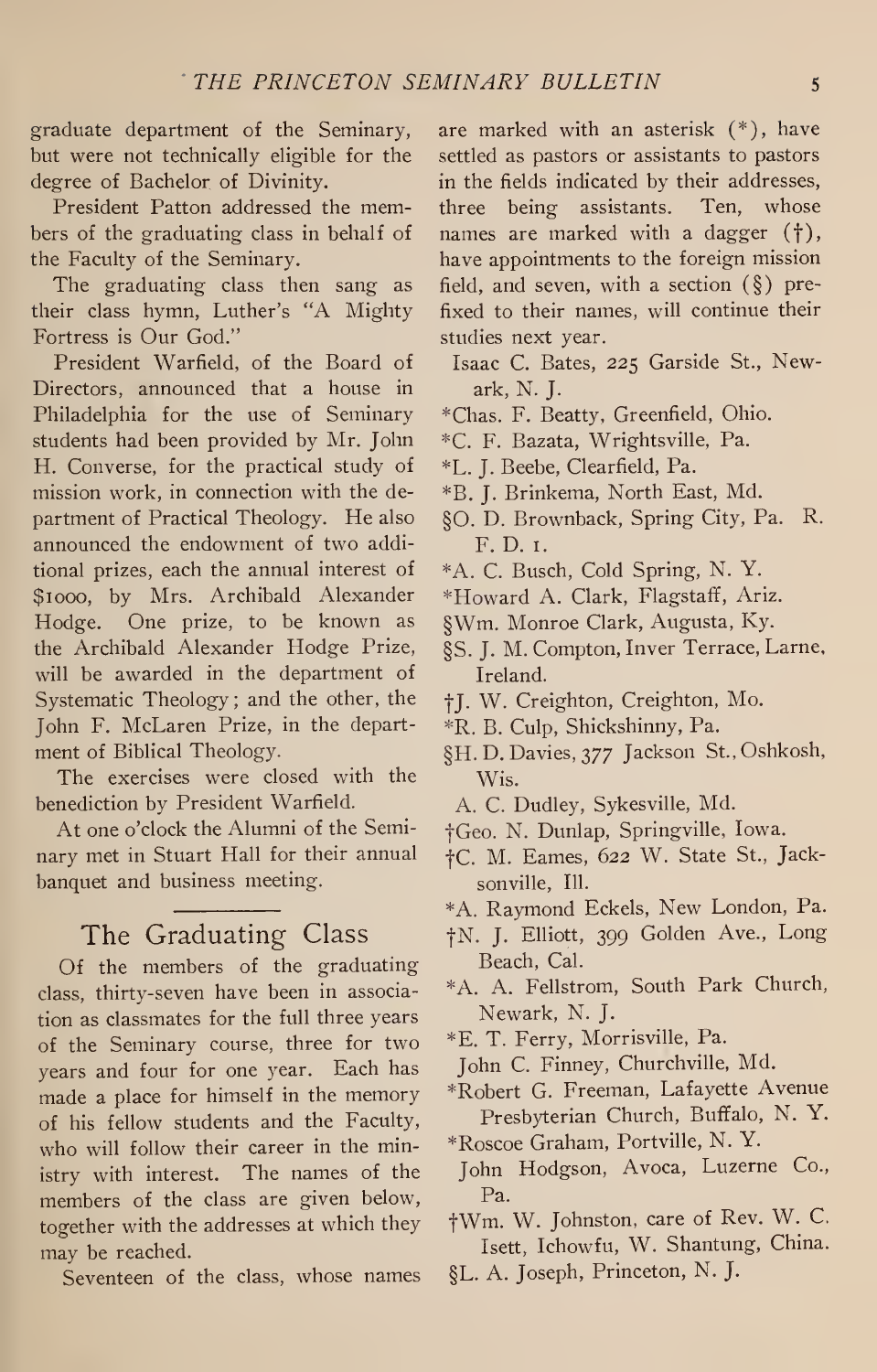graduate department of the Seminary, but were not technically eligible for the degree of Bachelor of Divinity.

President Patton addressed the members of the graduating class in behalf of the Faculty of the Seminary.

The graduating class then sang as their class hymn, Luther's "A Mighty Fortress is Our God."

President Warfield, of the Board of Directors, announced that a house in Philadelphia for the use of Seminary students had been provided by Mr. John H. Converse, for the practical study of mission work, in connection with the department of Practical Theology. He also announced the endowment of two additional prizes, each the annual interest of $1000, by Mrs. Archibald Alexander Hodge. One prize, to be known as the Archibald Alexander Hodge Prize, will be awarded in the department of Systematic Theology; and the other, the John F. McLaren Prize, in the department of Biblical Theology.

The exercises were closed with the benediction by President Warfield.

At one o'clock the Alumni of the Seminary met in Stuart Hall for their annual banquet and business meeting.

## The Graduating Class

Of the members of the graduating class, thirty-seven have been in association as classmates for the full three years of the Seminary course, three for two years and four for one year. Each has made a place for himself in the memory of his fellow students and the Faculty, who will follow their career in the ministry with interest. The names of the members of the class are given below, together with the addresses at which they may be reached.

Seventeen of the class, whose names are marked with an asterisk (*), have settled as pastors or assistants to pastors in the fields indicated by their addresses, three being assistants. Ten, whose names are marked with a dagger (†), have appointments to the foreign mission field, and seven, with a section (§) prefixed to their names, will continue their studies next year.

Isaac C. Bates, 225 Garside St., Newark, N. J.

*Chas. F. Beatty, Greenfield, Ohio.

*C. F. Bazata, Wrightsville, Pa.

*L. J. Beebe, Clearfield, Pa.

*B. J. Brinkema, North East, Md.

§O. D. Brownback, Spring City, Pa. R. F. D. 1.

*A. C. Busch, Cold Spring, N. Y.

*Howard A. Clark, Flagstaff, Ariz.

§Wm. Monroe Clark, Augusta, Ky.

§S. J. M. Compton, Inver Terrace, Larne, Ireland.

†J. W. Creighton, Creighton, Mo.

*R. B. Culp, Shickshinny, Pa.

§H. D. Davies, 377 Jackson St., Oshkosh, Wis.

A. C. Dudley, Sykesville, Md.

†Geo. N. Dunlap, Springville, Iowa.

†C. M. Eames, 622 W. State St., Jacksonville, Ill.

*A. Raymond Eckels, New London, Pa.

†N. J. Elliott, 399 Golden Ave., Long Beach, Cal.

*A. A. Fellstrom, South Park Church, Newark, N. J.

*E. T. Ferry, Morrisville, Pa.

John C. Finney, Churchville, Md.

*Robert G. Freeman, Lafayette Avenue Presbyterian Church, Buffalo, N. Y.

*Roscoe Graham, Portville, N. Y.

John Hodgson, Avoca, Luzerne Co., Pa.

†Wm. W. Johnston, care of Rev. W. C. Isett, Ichowfu, W. Shantung, China.

§L. A. Joseph, Princeton, N. J.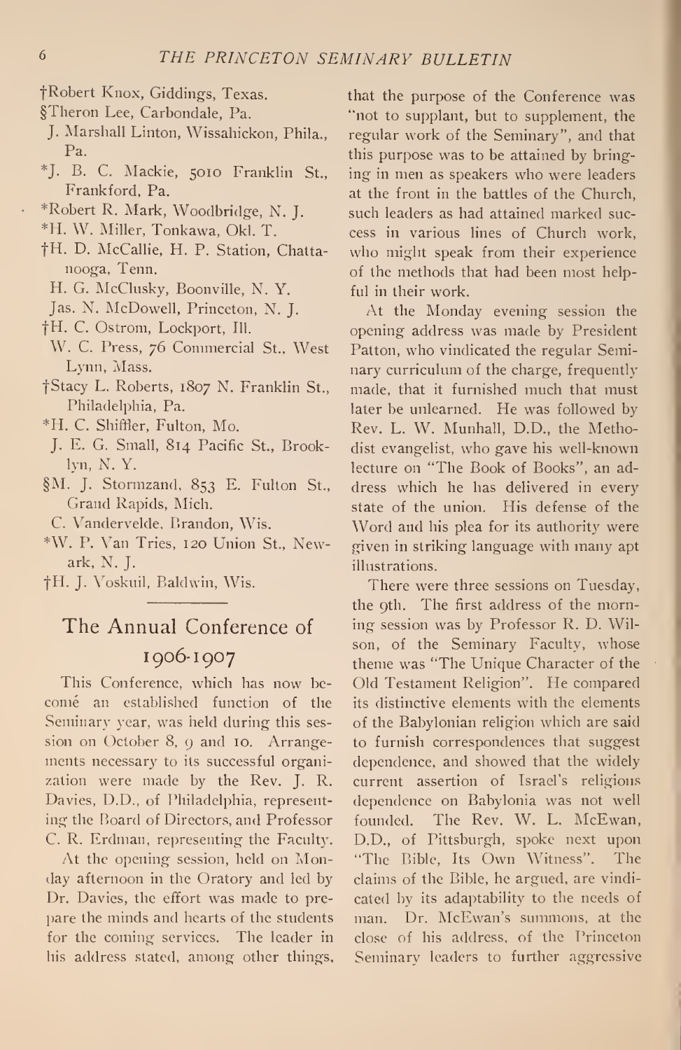†Robert Knox, Giddings, Texas.
§Theron Lee, Carbondale, Pa.
J. Marshall Linton, Wissahickon, Phila., Pa.
*J. B. C. Mackie, 5010 Franklin St., Frankford, Pa.
*Robert R. Mark, Woodbridge, N. J.
*H. W. Miller, Tonkawa, Okl. T.
†H. D. McCallie, H. P. Station, Chattanooga, Tenn.
H. G. McClusky, Boonville, N. Y.
Jas. N. McDowell, Princeton, N. J.
†H. C. Ostrom, Lockport, Ill.
W. C. Press, 76 Commercial St., West Lynn, Mass.
†Stacy L. Roberts, 1807 N. Franklin St., Philadelphia, Pa.
*H. C. Shiffler, Fulton, Mo.
J. E. G. Small, 814 Pacific St., Brooklyn, N. Y.
§M. J. Stormzand, 853 E. Fulton St., Grand Rapids, Mich.
C. Vandervelde, Brandon, Wis.
*W. P. Van Tries, 120 Union St., Newark, N. J.
†H. J. Voskuil, Baldwin, Wis.

## The Annual Conference of 1906-1907

This Conference, which has now become an established function of the Seminary year, was held during this session on October 8, 9 and 10. Arrangements necessary to its successful organization were made by the Rev. J. R. Davies, D.D., of Philadelphia, representing the Board of Directors, and Professor C. R. Erdman, representing the Faculty.

At the opening session, held on Monday afternoon in the Oratory and led by Dr. Davies, the effort was made to prepare the minds and hearts of the students for the coming services. The leader in his address stated, among other things, that the purpose of the Conference was "not to supplant, but to supplement, the regular work of the Seminary", and that this purpose was to be attained by bringing in men as speakers who were leaders at the front in the battles of the Church, such leaders as had attained marked success in various lines of Church work, who might speak from their experience of the methods that had been most helpful in their work.

At the Monday evening session the opening address was made by President Patton, who vindicated the regular Seminary curriculum of the charge, frequently made, that it furnished much that must later be unlearned. He was followed by Rev. L. W. Munhall, D.D., the Methodist evangelist, who gave his well-known lecture on "The Book of Books", an address which he has delivered in every state of the union. His defense of the Word and his plea for its authority were given in striking language with many apt illustrations.

There were three sessions on Tuesday, the 9th. The first address of the morning session was by Professor R. D. Wilson, of the Seminary Faculty, whose theme was "The Unique Character of the Old Testament Religion". He compared its distinctive elements with the elements of the Babylonian religion which are said to furnish correspondences that suggest dependence, and showed that the widely current assertion of Israel's religious dependence on Babylonia was not well founded. The Rev. W. L. McEwan, D.D., of Pittsburgh, spoke next upon "The Bible, Its Own Witness". The claims of the Bible, he argued, are vindicated by its adaptability to the needs of man. Dr. McEwan's summons, at the close of his address, of the Princeton Seminary leaders to further aggressive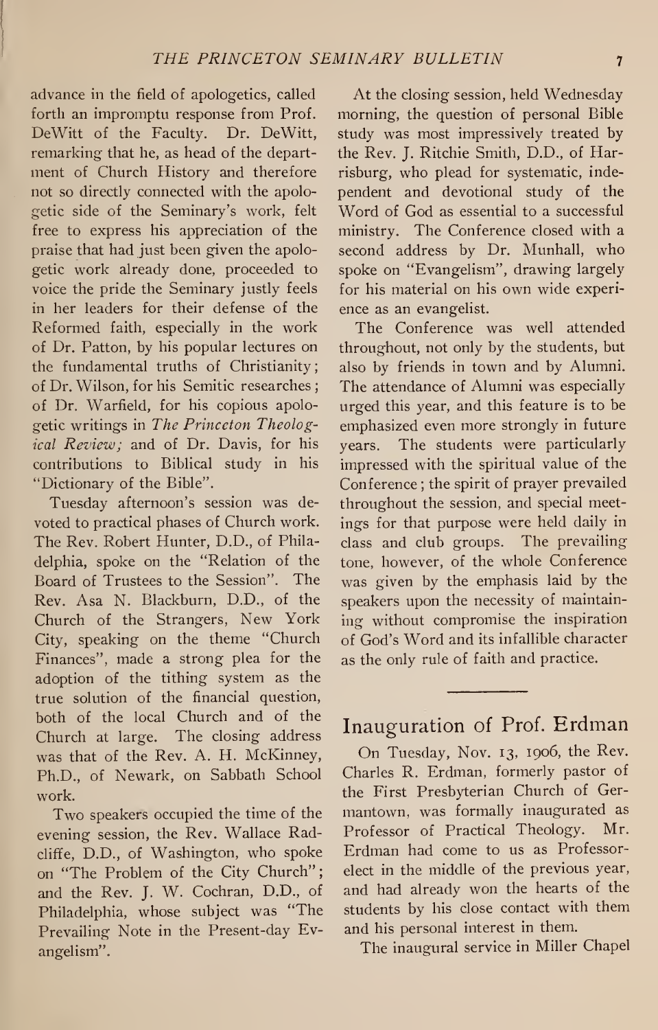advance in the field of apologetics, called forth an impromptu response from Prof. DeWitt of the Faculty. Dr. DeWitt, remarking that he, as head of the department of Church History and therefore not so directly connected with the apologetic side of the Seminary's work, felt free to express his appreciation of the praise that had just been given the apologetic work already done, proceeded to voice the pride the Seminary justly feels in her leaders for their defense of the Reformed faith, especially in the work of Dr. Patton, by his popular lectures on the fundamental truths of Christianity; of Dr. Wilson, for his Semitic researches; of Dr. Warfield, for his copious apologetic writings in *The Princeton Theological Review;* and of Dr. Davis, for his contributions to Biblical study in his "Dictionary of the Bible".

Tuesday afternoon's session was devoted to practical phases of Church work. The Rev. Robert Hunter, D.D., of Philadelphia, spoke on the "Relation of the Board of Trustees to the Session". The Rev. Asa N. Blackburn, D.D., of the Church of the Strangers, New York City, speaking on the theme "Church Finances", made a strong plea for the adoption of the tithing system as the true solution of the financial question, both of the local Church and of the Church at large. The closing address was that of the Rev. A. H. McKinney, Ph.D., of Newark, on Sabbath School work.

Two speakers occupied the time of the evening session, the Rev. Wallace Radcliffe, D.D., of Washington, who spoke on "The Problem of the City Church"; and the Rev. J. W. Cochran, D.D., of Philadelphia, whose subject was "The Prevailing Note in the Present-day Evangelism".

At the closing session, held Wednesday morning, the question of personal Bible study was most impressively treated by the Rev. J. Ritchie Smith, D.D., of Harrisburg, who plead for systematic, independent and devotional study of the Word of God as essential to a successful ministry. The Conference closed with a second address by Dr. Munhall, who spoke on "Evangelism", drawing largely for his material on his own wide experience as an evangelist.

The Conference was well attended throughout, not only by the students, but also by friends in town and by Alumni. The attendance of Alumni was especially urged this year, and this feature is to be emphasized even more strongly in future years. The students were particularly impressed with the spiritual value of the Conference; the spirit of prayer prevailed throughout the session, and special meetings for that purpose were held daily in class and club groups. The prevailing tone, however, of the whole Conference was given by the emphasis laid by the speakers upon the necessity of maintaining without compromise the inspiration of God's Word and its infallible character as the only rule of faith and practice.

---

## Inauguration of Prof. Erdman

On Tuesday, Nov. 13, 1906, the Rev. Charles R. Erdman, formerly pastor of the First Presbyterian Church of Germantown, was formally inaugurated as Professor of Practical Theology. Mr. Erdman had come to us as Professor-elect in the middle of the previous year, and had already won the hearts of the students by his close contact with them and his personal interest in them.

The inaugural service in Miller Chapel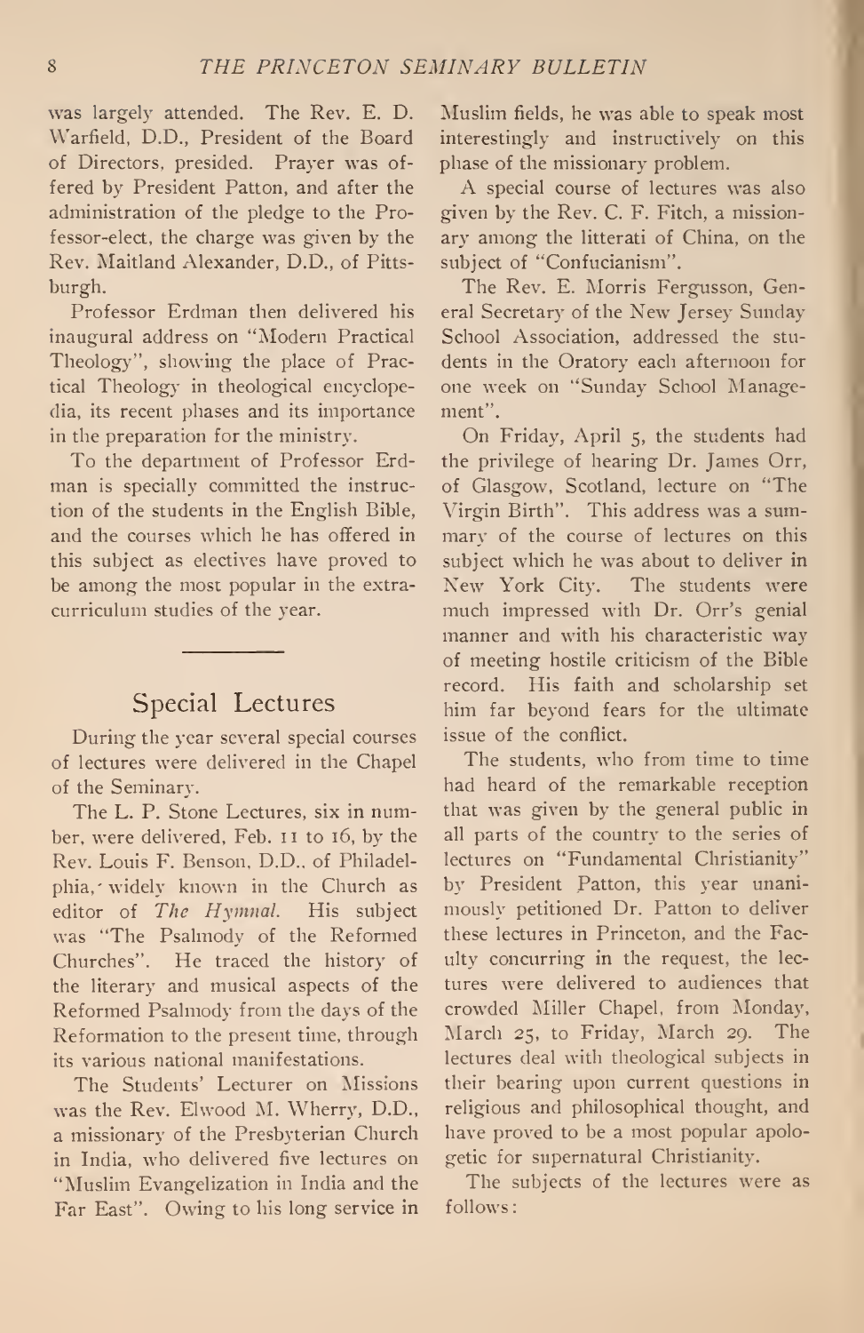was largely attended. The Rev. E. D. Warfield, D.D., President of the Board of Directors, presided. Prayer was offered by President Patton, and after the administration of the pledge to the Professor-elect, the charge was given by the Rev. Maitland Alexander, D.D., of Pittsburgh.

Professor Erdman then delivered his inaugural address on "Modern Practical Theology", showing the place of Practical Theology in theological encyclopedia, its recent phases and its importance in the preparation for the ministry.

To the department of Professor Erdman is specially committed the instruction of the students in the English Bible, and the courses which he has offered in this subject as electives have proved to be among the most popular in the extra-curriculum studies of the year.

## Special Lectures

During the year several special courses of lectures were delivered in the Chapel of the Seminary.

The L. P. Stone Lectures, six in number, were delivered, Feb. 11 to 16, by the Rev. Louis F. Benson, D.D., of Philadelphia, widely known in the Church as editor of *The Hymnal.* His subject was "The Psalmody of the Reformed Churches". He traced the history of the literary and musical aspects of the Reformed Psalmody from the days of the Reformation to the present time, through its various national manifestations.

The Students' Lecturer on Missions was the Rev. Elwood M. Wherry, D.D., a missionary of the Presbyterian Church in India, who delivered five lectures on "Muslim Evangelization in India and the Far East". Owing to his long service in Muslim fields, he was able to speak most interestingly and instructively on this phase of the missionary problem.

A special course of lectures was also given by the Rev. C. F. Fitch, a missionary among the litterati of China, on the subject of "Confucianism".

The Rev. E. Morris Fergusson, General Secretary of the New Jersey Sunday School Association, addressed the students in the Oratory each afternoon for one week on "Sunday School Management".

On Friday, April 5, the students had the privilege of hearing Dr. James Orr, of Glasgow, Scotland, lecture on "The Virgin Birth". This address was a summary of the course of lectures on this subject which he was about to deliver in New York City. The students were much impressed with Dr. Orr's genial manner and with his characteristic way of meeting hostile criticism of the Bible record. His faith and scholarship set him far beyond fears for the ultimate issue of the conflict.

The students, who from time to time had heard of the remarkable reception that was given by the general public in all parts of the country to the series of lectures on "Fundamental Christianity" by President Patton, this year unanimously petitioned Dr. Patton to deliver these lectures in Princeton, and the Faculty concurring in the request, the lectures were delivered to audiences that crowded Miller Chapel, from Monday, March 25, to Friday, March 29. The lectures deal with theological subjects in their bearing upon current questions in religious and philosophical thought, and have proved to be a most popular apologetic for supernatural Christianity.

The subjects of the lectures were as follows: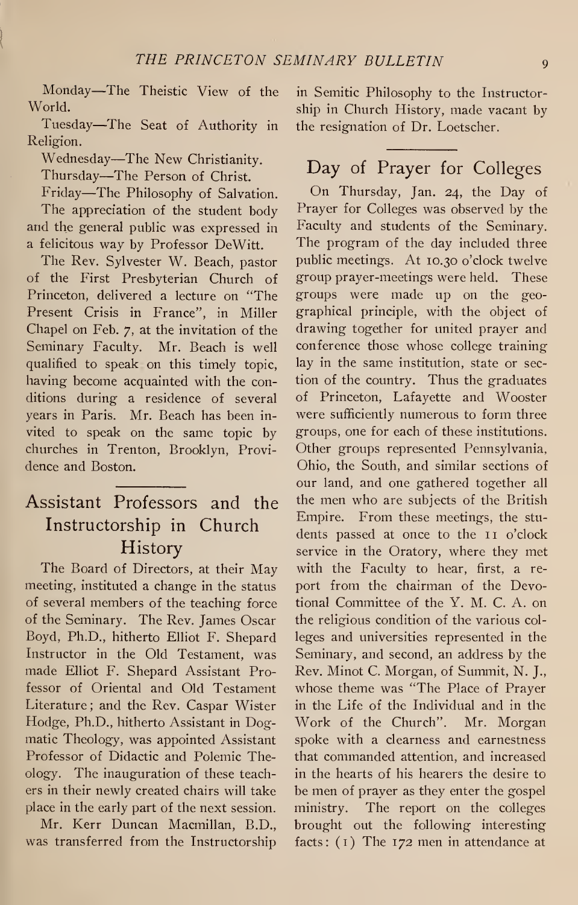Monday—The Theistic View of the World.

Tuesday—The Seat of Authority in Religion.

Wednesday—The New Christianity.

Thursday—The Person of Christ.

Friday—The Philosophy of Salvation.

The appreciation of the student body and the general public was expressed in a felicitous way by Professor DeWitt.

The Rev. Sylvester W. Beach, pastor of the First Presbyterian Church of Princeton, delivered a lecture on "The Present Crisis in France", in Miller Chapel on Feb. 7, at the invitation of the Seminary Faculty. Mr. Beach is well qualified to speak on this timely topic, having become acquainted with the conditions during a residence of several years in Paris. Mr. Beach has been invited to speak on the same topic by churches in Trenton, Brooklyn, Providence and Boston.

## Assistant Professors and the Instructorship in Church History

The Board of Directors, at their May meeting, instituted a change in the status of several members of the teaching force of the Seminary. The Rev. James Oscar Boyd, Ph.D., hitherto Elliot F. Shepard Instructor in the Old Testament, was made Elliot F. Shepard Assistant Professor of Oriental and Old Testament Literature; and the Rev. Caspar Wister Hodge, Ph.D., hitherto Assistant in Dogmatic Theology, was appointed Assistant Professor of Didactic and Polemic Theology. The inauguration of these teachers in their newly created chairs will take place in the early part of the next session.

Mr. Kerr Duncan Macmillan, B.D., was transferred from the Instructorship in Semitic Philosophy to the Instructorship in Church History, made vacant by the resignation of Dr. Loetscher.

## Day of Prayer for Colleges

On Thursday, Jan. 24, the Day of Prayer for Colleges was observed by the Faculty and students of the Seminary. The program of the day included three public meetings. At 10.30 o'clock twelve group prayer-meetings were held. These groups were made up on the geographical principle, with the object of drawing together for united prayer and conference those whose college training lay in the same institution, state or section of the country. Thus the graduates of Princeton, Lafayette and Wooster were sufficiently numerous to form three groups, one for each of these institutions. Other groups represented Pennsylvania, Ohio, the South, and similar sections of our land, and one gathered together all the men who are subjects of the British Empire. From these meetings, the students passed at once to the 11 o'clock service in the Oratory, where they met with the Faculty to hear, first, a report from the chairman of the Devotional Committee of the Y. M. C. A. on the religious condition of the various colleges and universities represented in the Seminary, and second, an address by the Rev. Minot C. Morgan, of Summit, N. J., whose theme was "The Place of Prayer in the Life of the Individual and in the Work of the Church". Mr. Morgan spoke with a clearness and earnestness that commanded attention, and increased in the hearts of his hearers the desire to be men of prayer as they enter the gospel ministry. The report on the colleges brought out the following interesting facts: (1) The 172 men in attendance at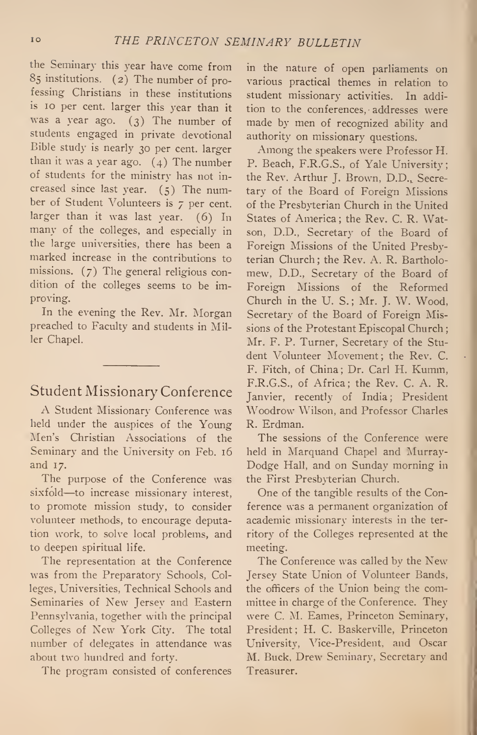the Seminary this year have come from 85 institutions. (2) The number of professing Christians in these institutions is 10 per cent. larger this year than it was a year ago. (3) The number of students engaged in private devotional Bible study is nearly 30 per cent. larger than it was a year ago. (4) The number of students for the ministry has not increased since last year. (5) The number of Student Volunteers is 7 per cent. larger than it was last year. (6) In many of the colleges, and especially in the large universities, there has been a marked increase in the contributions to missions. (7) The general religious condition of the colleges seems to be improving.

In the evening the Rev. Mr. Morgan preached to Faculty and students in Miller Chapel.

## Student Missionary Conference

A Student Missionary Conference was held under the auspices of the Young Men's Christian Associations of the Seminary and the University on Feb. 16 and 17.

The purpose of the Conference was sixfold—to increase missionary interest, to promote mission study, to consider volunteer methods, to encourage deputation work, to solve local problems, and to deepen spiritual life.

The representation at the Conference was from the Preparatory Schools, Colleges, Universities, Technical Schools and Seminaries of New Jersey and Eastern Pennsylvania, together with the principal Colleges of New York City. The total number of delegates in attendance was about two hundred and forty.

The program consisted of conferences in the nature of open parliaments on various practical themes in relation to student missionary activities. In addition to the conferences, addresses were made by men of recognized ability and authority on missionary questions.

Among the speakers were Professor H. P. Beach, F.R.G.S., of Yale University; the Rev. Arthur J. Brown, D.D., Secretary of the Board of Foreign Missions of the Presbyterian Church in the United States of America; the Rev. C. R. Watson, D.D., Secretary of the Board of Foreign Missions of the United Presbyterian Church; the Rev. A. R. Bartholomew, D.D., Secretary of the Board of Foreign Missions of the Reformed Church in the U. S.; Mr. J. W. Wood, Secretary of the Board of Foreign Missions of the Protestant Episcopal Church; Mr. F. P. Turner, Secretary of the Student Volunteer Movement; the Rev. C. F. Fitch, of China; Dr. Carl H. Kumm, F.R.G.S., of Africa; the Rev. C. A. R. Janvier, recently of India; President Woodrow Wilson, and Professor Charles R. Erdman.

The sessions of the Conference were held in Marquand Chapel and Murray-Dodge Hall, and on Sunday morning in the First Presbyterian Church.

One of the tangible results of the Conference was a permanent organization of academic missionary interests in the territory of the Colleges represented at the meeting.

The Conference was called by the New Jersey State Union of Volunteer Bands, the officers of the Union being the committee in charge of the Conference. They were C. M. Eames, Princeton Seminary, President; H. C. Baskerville, Princeton University, Vice-President, and Oscar M. Buck, Drew Seminary, Secretary and Treasurer.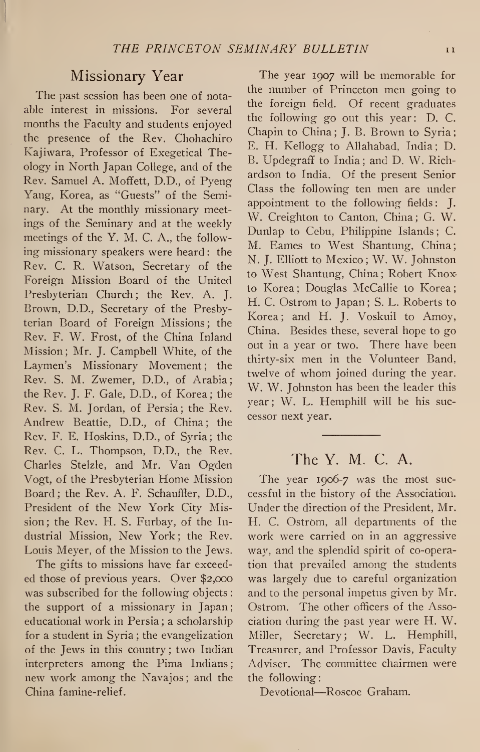## Missionary Year

The past session has been one of notable interest in missions. For several months the Faculty and students enjoyed the presence of the Rev. Chohachiro Kajiwara, Professor of Exegetical Theology in North Japan College, and of the Rev. Samuel A. Moffett, D.D., of Pyeng Yang, Korea, as "Guests" of the Seminary. At the monthly missionary meetings of the Seminary and at the weekly meetings of the Y. M. C. A., the following missionary speakers were heard: the Rev. C. R. Watson, Secretary of the Foreign Mission Board of the United Presbyterian Church; the Rev. A. J. Brown, D.D., Secretary of the Presbyterian Board of Foreign Missions; the Rev. F. W. Frost, of the China Inland Mission; Mr. J. Campbell White, of the Laymen's Missionary Movement; the Rev. S. M. Zwemer, D.D., of Arabia; the Rev. J. F. Gale, D.D., of Korea; the Rev. S. M. Jordan, of Persia; the Rev. Andrew Beattie, D.D., of China; the Rev. F. E. Hoskins, D.D., of Syria; the Rev. C. L. Thompson, D.D., the Rev. Charles Stelzle, and Mr. Van Ogden Vogt, of the Presbyterian Home Mission Board; the Rev. A. F. Schauffler, D.D., President of the New York City Mission; the Rev. H. S. Furbay, of the Industrial Mission, New York; the Rev. Louis Meyer, of the Mission to the Jews.

The gifts to missions have far exceeded those of previous years. Over $2,000 was subscribed for the following objects: the support of a missionary in Japan; educational work in Persia; a scholarship for a student in Syria; the evangelization of the Jews in this country; two Indian interpreters among the Pima Indians; new work among the Navajos; and the China famine-relief.

The year 1907 will be memorable for the number of Princeton men going to the foreign field. Of recent graduates the following go out this year: D. C. Chapin to China; J. B. Brown to Syria; E. H. Kellogg to Allahabad, India; D. B. Updegraff to India; and D. W. Richardson to India. Of the present Senior Class the following ten men are under appointment to the following fields: J. W. Creighton to Canton, China; G. W. Dunlap to Cebu, Philippine Islands; C. M. Eames to West Shantung, China; N. J. Elliott to Mexico; W. W. Johnston to West Shantung, China; Robert Knox to Korea; Douglas McCallie to Korea; H. C. Ostrom to Japan; S. L. Roberts to Korea; and H. J. Voskuil to Amoy, China. Besides these, several hope to go out in a year or two. There have been thirty-six men in the Volunteer Band, twelve of whom joined during the year. W. W. Johnston has been the leader this year; W. L. Hemphill will be his successor next year.

## The Y. M. C. A.

The year 1906-7 was the most successful in the history of the Association. Under the direction of the President, Mr. H. C. Ostrom, all departments of the work were carried on in an aggressive way, and the splendid spirit of co-operation that prevailed among the students was largely due to careful organization and to the personal impetus given by Mr. Ostrom. The other officers of the Association during the past year were H. W. Miller, Secretary; W. L. Hemphill, Treasurer, and Professor Davis, Faculty Adviser. The committee chairmen were the following:

Devotional—Roscoe Graham.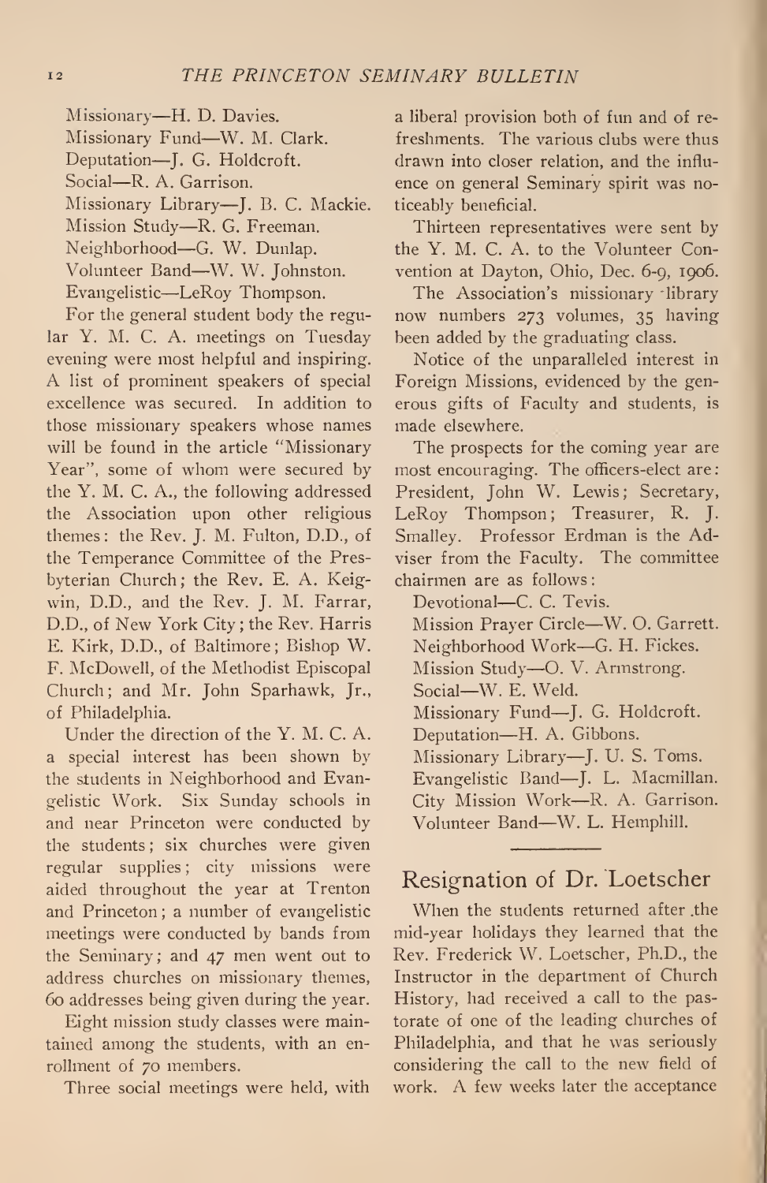Missionary—H. D. Davies.
Missionary Fund—W. M. Clark.
Deputation—J. G. Holdcroft.
Social—R. A. Garrison.
Missionary Library—J. B. C. Mackie.
Mission Study—R. G. Freeman.
Neighborhood—G. W. Dunlap.
Volunteer Band—W. W. Johnston.
Evangelistic—LeRoy Thompson.

For the general student body the regular Y. M. C. A. meetings on Tuesday evening were most helpful and inspiring. A list of prominent speakers of special excellence was secured. In addition to those missionary speakers whose names will be found in the article "Missionary Year", some of whom were secured by the Y. M. C. A., the following addressed the Association upon other religious themes: the Rev. J. M. Fulton, D.D., of the Temperance Committee of the Presbyterian Church; the Rev. E. A. Keigwin, D.D., and the Rev. J. M. Farrar, D.D., of New York City; the Rev. Harris E. Kirk, D.D., of Baltimore; Bishop W. F. McDowell, of the Methodist Episcopal Church; and Mr. John Sparhawk, Jr., of Philadelphia.

Under the direction of the Y. M. C. A. a special interest has been shown by the students in Neighborhood and Evangelistic Work. Six Sunday schools in and near Princeton were conducted by the students; six churches were given regular supplies; city missions were aided throughout the year at Trenton and Princeton; a number of evangelistic meetings were conducted by bands from the Seminary; and 47 men went out to address churches on missionary themes, 60 addresses being given during the year.

Eight mission study classes were maintained among the students, with an enrollment of 70 members.

Three social meetings were held, with a liberal provision both of fun and of refreshments. The various clubs were thus drawn into closer relation, and the influence on general Seminary spirit was noticeably beneficial.

Thirteen representatives were sent by the Y. M. C. A. to the Volunteer Convention at Dayton, Ohio, Dec. 6-9, 1906.

The Association's missionary library now numbers 273 volumes, 35 having been added by the graduating class.

Notice of the unparalleled interest in Foreign Missions, evidenced by the generous gifts of Faculty and students, is made elsewhere.

The prospects for the coming year are most encouraging. The officers-elect are: President, John W. Lewis; Secretary, LeRoy Thompson; Treasurer, R. J. Smalley. Professor Erdman is the Adviser from the Faculty. The committee chairmen are as follows:

Devotional—C. C. Tevis.
Mission Prayer Circle—W. O. Garrett.
Neighborhood Work—G. H. Fickes.
Mission Study—O. V. Armstrong.
Social—W. E. Weld.
Missionary Fund—J. G. Holdcroft.
Deputation—H. A. Gibbons.
Missionary Library—J. U. S. Toms.
Evangelistic Band—J. L. Macmillan.
City Mission Work—R. A. Garrison.
Volunteer Band—W. L. Hemphill.

## Resignation of Dr. Loetscher

When the students returned after the mid-year holidays they learned that the Rev. Frederick W. Loetscher, Ph.D., the Instructor in the department of Church History, had received a call to the pastorate of one of the leading churches of Philadelphia, and that he was seriously considering the call to the new field of work. A few weeks later the acceptance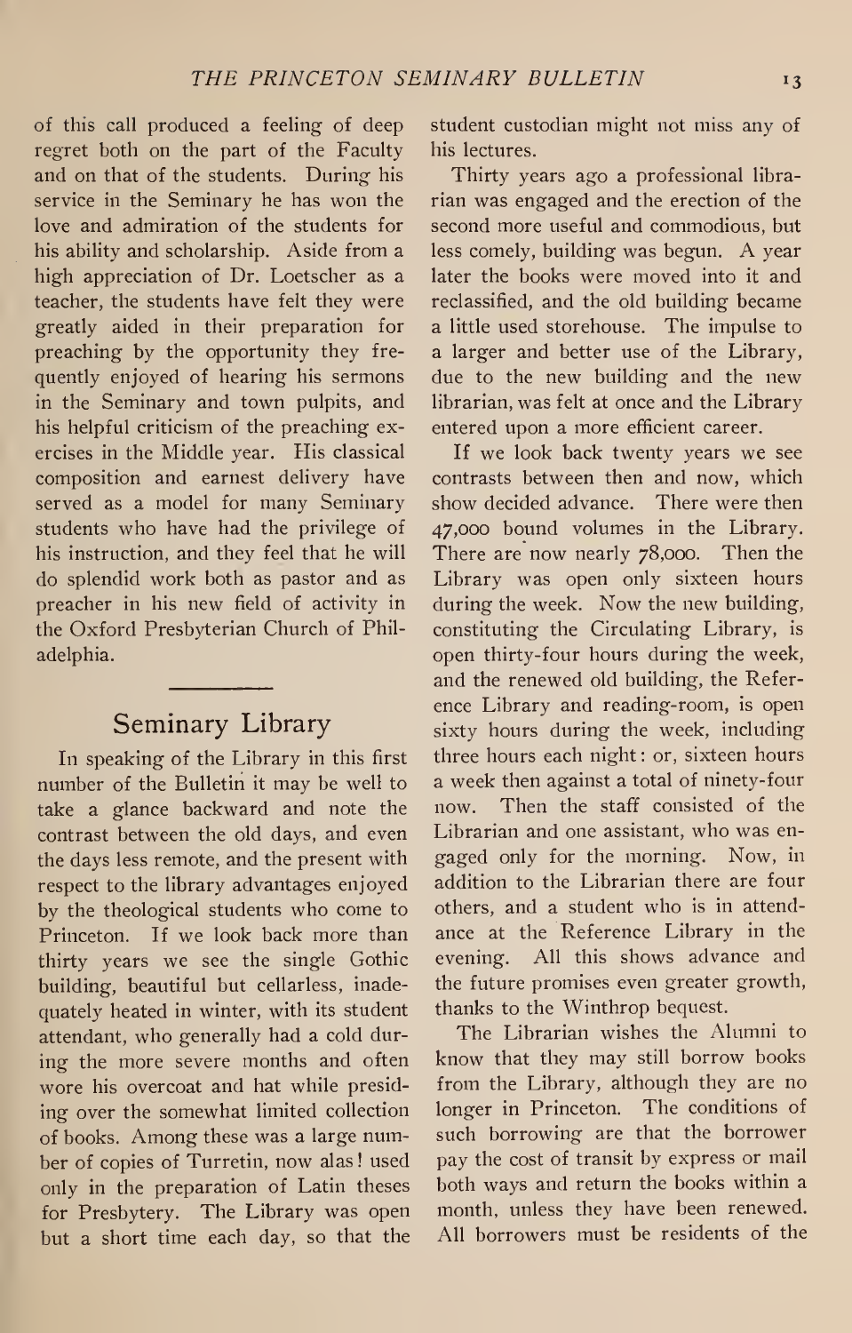of this call produced a feeling of deep regret both on the part of the Faculty and on that of the students. During his service in the Seminary he has won the love and admiration of the students for his ability and scholarship. Aside from a high appreciation of Dr. Loetscher as a teacher, the students have felt they were greatly aided in their preparation for preaching by the opportunity they frequently enjoyed of hearing his sermons in the Seminary and town pulpits, and his helpful criticism of the preaching exercises in the Middle year. His classical composition and earnest delivery have served as a model for many Seminary students who have had the privilege of his instruction, and they feel that he will do splendid work both as pastor and as preacher in his new field of activity in the Oxford Presbyterian Church of Philadelphia.

## Seminary Library

In speaking of the Library in this first number of the Bulletin it may be well to take a glance backward and note the contrast between the old days, and even the days less remote, and the present with respect to the library advantages enjoyed by the theological students who come to Princeton. If we look back more than thirty years we see the single Gothic building, beautiful but cellarless, inadequately heated in winter, with its student attendant, who generally had a cold during the more severe months and often wore his overcoat and hat while presiding over the somewhat limited collection of books. Among these was a large number of copies of Turretin, now alas! used only in the preparation of Latin theses for Presbytery. The Library was open but a short time each day, so that the student custodian might not miss any of his lectures.

Thirty years ago a professional librarian was engaged and the erection of the second more useful and commodious, but less comely, building was begun. A year later the books were moved into it and reclassified, and the old building became a little used storehouse. The impulse to a larger and better use of the Library, due to the new building and the new librarian, was felt at once and the Library entered upon a more efficient career.

If we look back twenty years we see contrasts between then and now, which show decided advance. There were then 47,000 bound volumes in the Library. There are now nearly 78,000. Then the Library was open only sixteen hours during the week. Now the new building, constituting the Circulating Library, is open thirty-four hours during the week, and the renewed old building, the Reference Library and reading-room, is open sixty hours during the week, including three hours each night: or, sixteen hours a week then against a total of ninety-four now. Then the staff consisted of the Librarian and one assistant, who was engaged only for the morning. Now, in addition to the Librarian there are four others, and a student who is in attendance at the Reference Library in the evening. All this shows advance and the future promises even greater growth, thanks to the Winthrop bequest.

The Librarian wishes the Alumni to know that they may still borrow books from the Library, although they are no longer in Princeton. The conditions of such borrowing are that the borrower pay the cost of transit by express or mail both ways and return the books within a month, unless they have been renewed. All borrowers must be residents of the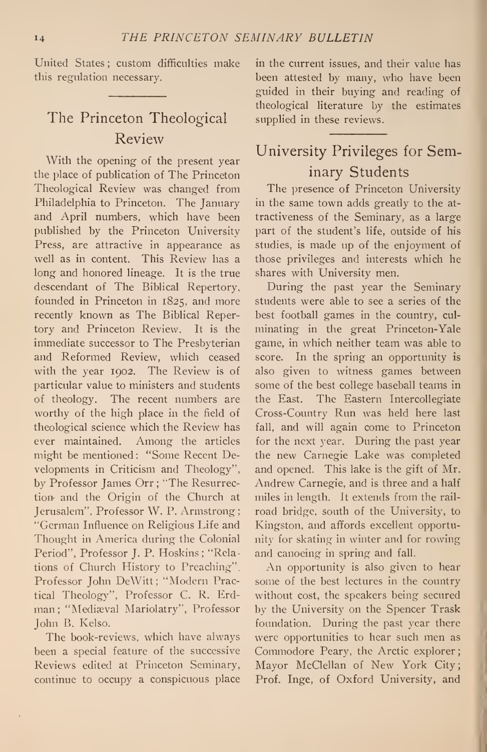United States; custom difficulties make this regulation necessary.

## The Princeton Theological Review

With the opening of the present year the place of publication of The Princeton Theological Review was changed from Philadelphia to Princeton. The January and April numbers, which have been published by the Princeton University Press, are attractive in appearance as well as in content. This Review has a long and honored lineage. It is the true descendant of The Biblical Repertory, founded in Princeton in 1825, and more recently known as The Biblical Repertory and Princeton Review. It is the immediate successor to The Presbyterian and Reformed Review, which ceased with the year 1902. The Review is of particular value to ministers and students of theology. The recent numbers are worthy of the high place in the field of theological science which the Review has ever maintained. Among the articles might be mentioned: "Some Recent Developments in Criticism and Theology", by Professor James Orr; "The Resurrection and the Origin of the Church at Jerusalem", Professor W. P. Armstrong; "German Influence on Religious Life and Thought in America during the Colonial Period", Professor J. P. Hoskins; "Relations of Church History to Preaching", Professor John DeWitt; "Modern Practical Theology", Professor C. R. Erdman; "Mediæval Mariolatry", Professor John B. Kelso.

The book-reviews, which have always been a special feature of the successive Reviews edited at Princeton Seminary, continue to occupy a conspicuous place in the current issues, and their value has been attested by many, who have been guided in their buying and reading of theological literature by the estimates supplied in these reviews.

## University Privileges for Seminary Students

The presence of Princeton University in the same town adds greatly to the attractiveness of the Seminary, as a large part of the student's life, outside of his studies, is made up of the enjoyment of those privileges and interests which he shares with University men.

During the past year the Seminary students were able to see a series of the best football games in the country, culminating in the great Princeton-Yale game, in which neither team was able to score. In the spring an opportunity is also given to witness games between some of the best college baseball teams in the East. The Eastern Intercollegiate Cross-Country Run was held here last fall, and will again come to Princeton for the next year. During the past year the new Carnegie Lake was completed and opened. This lake is the gift of Mr. Andrew Carnegie, and is three and a half miles in length. It extends from the railroad bridge, south of the University, to Kingston, and affords excellent opportunity for skating in winter and for rowing and canoeing in spring and fall.

An opportunity is also given to hear some of the best lectures in the country without cost, the speakers being secured by the University on the Spencer Trask foundation. During the past year there were opportunities to hear such men as Commodore Peary, the Arctic explorer; Mayor McClellan of New York City; Prof. Inge, of Oxford University, and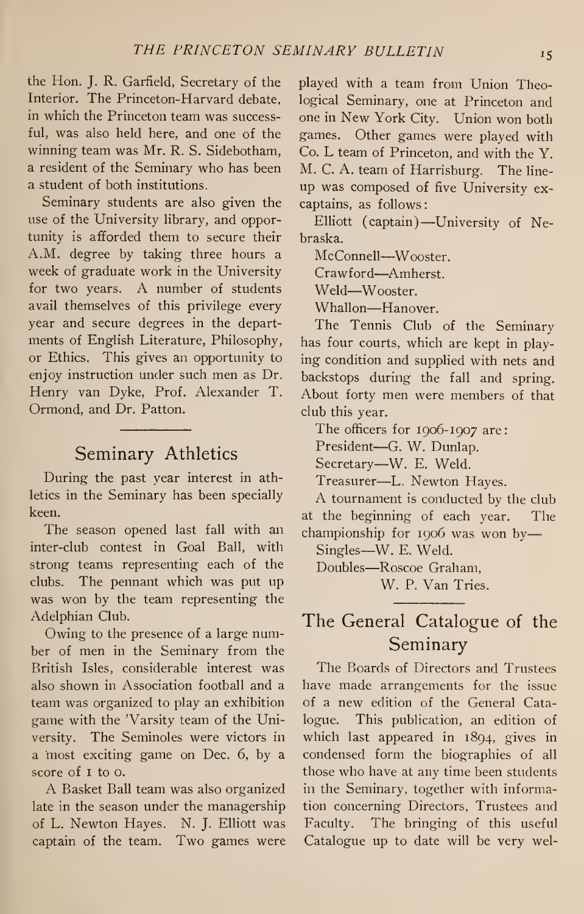the Hon. J. R. Garfield, Secretary of the Interior. The Princeton-Harvard debate, in which the Princeton team was successful, was also held here, and one of the winning team was Mr. R. S. Sidebotham, a resident of the Seminary who has been a student of both institutions.

Seminary students are also given the use of the University library, and opportunity is afforded them to secure their A.M. degree by taking three hours a week of graduate work in the University for two years. A number of students avail themselves of this privilege every year and secure degrees in the departments of English Literature, Philosophy, or Ethics. This gives an opportunity to enjoy instruction under such men as Dr. Henry van Dyke, Prof. Alexander T. Ormond, and Dr. Patton.

## Seminary Athletics

During the past year interest in athletics in the Seminary has been specially keen.

The season opened last fall with an inter-club contest in Goal Ball, with strong teams representing each of the clubs. The pennant which was put up was won by the team representing the Adelphian Club.

Owing to the presence of a large number of men in the Seminary from the British Isles, considerable interest was also shown in Association football and a team was organized to play an exhibition game with the 'Varsity team of the University. The Seminoles were victors in a most exciting game on Dec. 6, by a score of 1 to 0.

A Basket Ball team was also organized late in the season under the managership of L. Newton Hayes. N. J. Elliott was captain of the team. Two games were played with a team from Union Theological Seminary, one at Princeton and one in New York City. Union won both games. Other games were played with Co. L team of Princeton, and with the Y. M. C. A. team of Harrisburg. The line-up was composed of five University ex-captains, as follows:

Elliott (captain)—University of Nebraska.

McConnell—Wooster.

Crawford—Amherst.

Weld—Wooster.

Whallon—Hanover.

The Tennis Club of the Seminary has four courts, which are kept in playing condition and supplied with nets and backstops during the fall and spring. About forty men were members of that club this year.

The officers for 1906-1907 are:

President—G. W. Dunlap.

Secretary—W. E. Weld.

Treasurer—L. Newton Hayes.

A tournament is conducted by the club at the beginning of each year. The championship for 1906 was won by—

Singles—W. E. Weld.

Doubles—Roscoe Graham,
W. P. Van Tries.

## The General Catalogue of the Seminary

The Boards of Directors and Trustees have made arrangements for the issue of a new edition of the General Catalogue. This publication, an edition of which last appeared in 1894, gives in condensed form the biographies of all those who have at any time been students in the Seminary, together with information concerning Directors, Trustees and Faculty. The bringing of this useful Catalogue up to date will be very wel-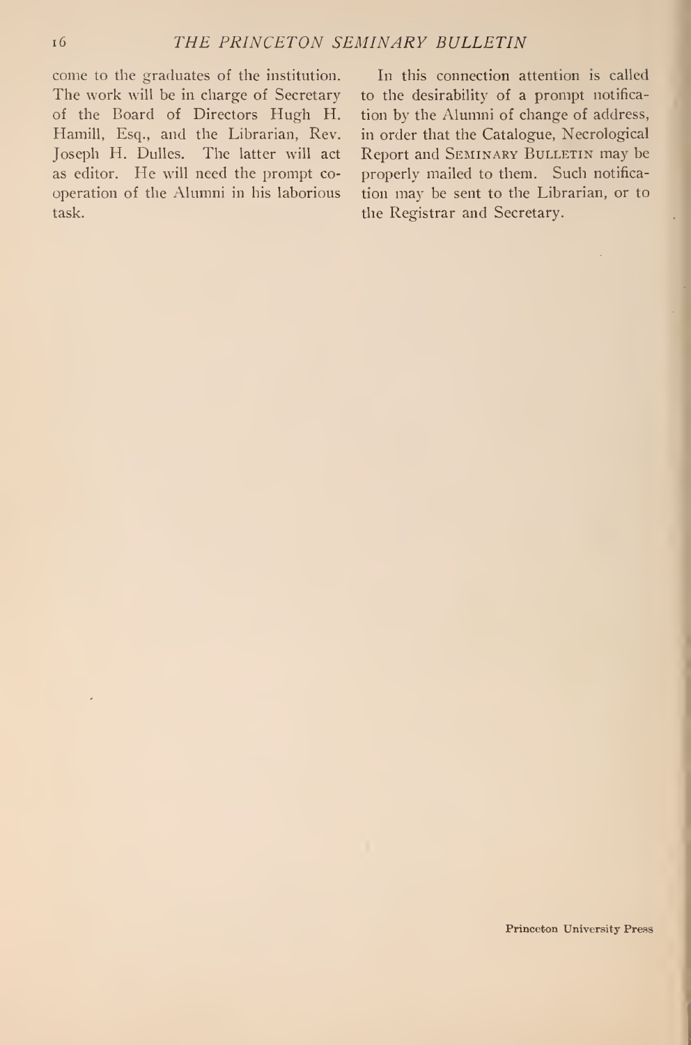come to the graduates of the institution. The work will be in charge of Secretary of the Board of Directors Hugh H. Hamill, Esq., and the Librarian, Rev. Joseph H. Dulles. The latter will act as editor. He will need the prompt co-operation of the Alumni in his laborious task.

In this connection attention is called to the desirability of a prompt notification by the Alumni of change of address, in order that the Catalogue, Necrological Report and SEMINARY BULLETIN may be properly mailed to them. Such notification may be sent to the Librarian, or to the Registrar and Secretary.

Princeton University Press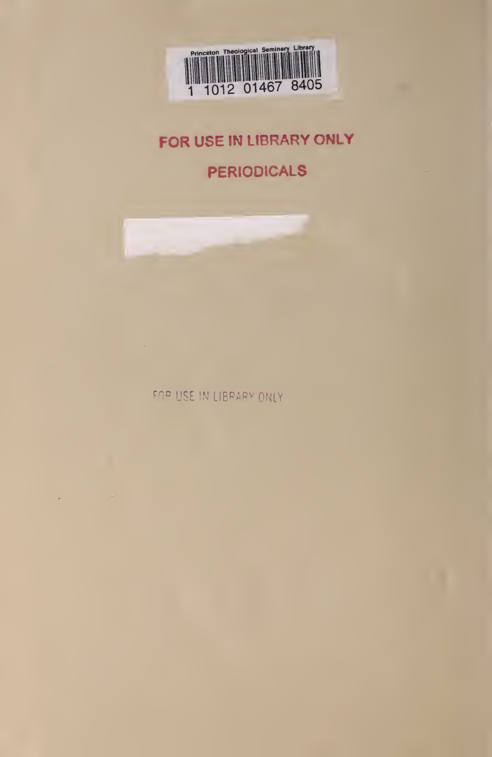Princeton Theological Seminary Library

1 1012 01467 8405

**FOR USE IN LIBRARY ONLY**

**PERIODICALS**

FOR USE IN LIBRARY ONLY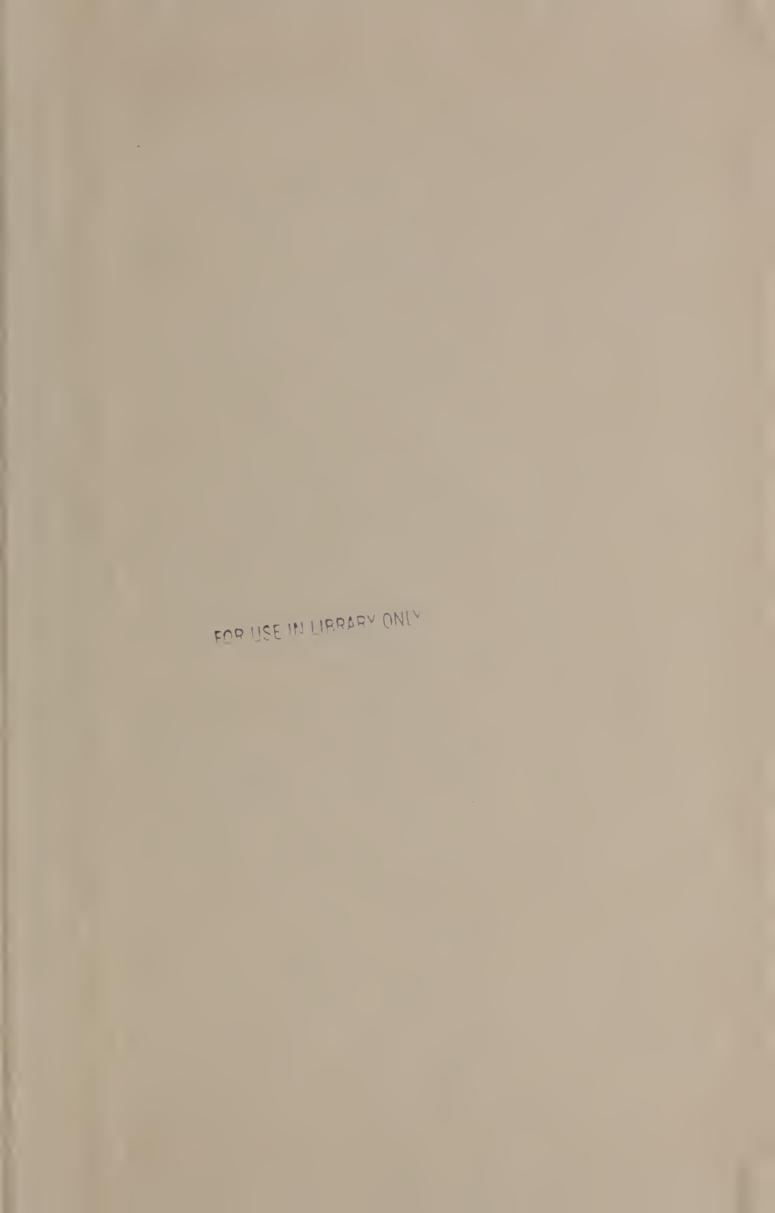FOR USE IN LIBRARY ONLY